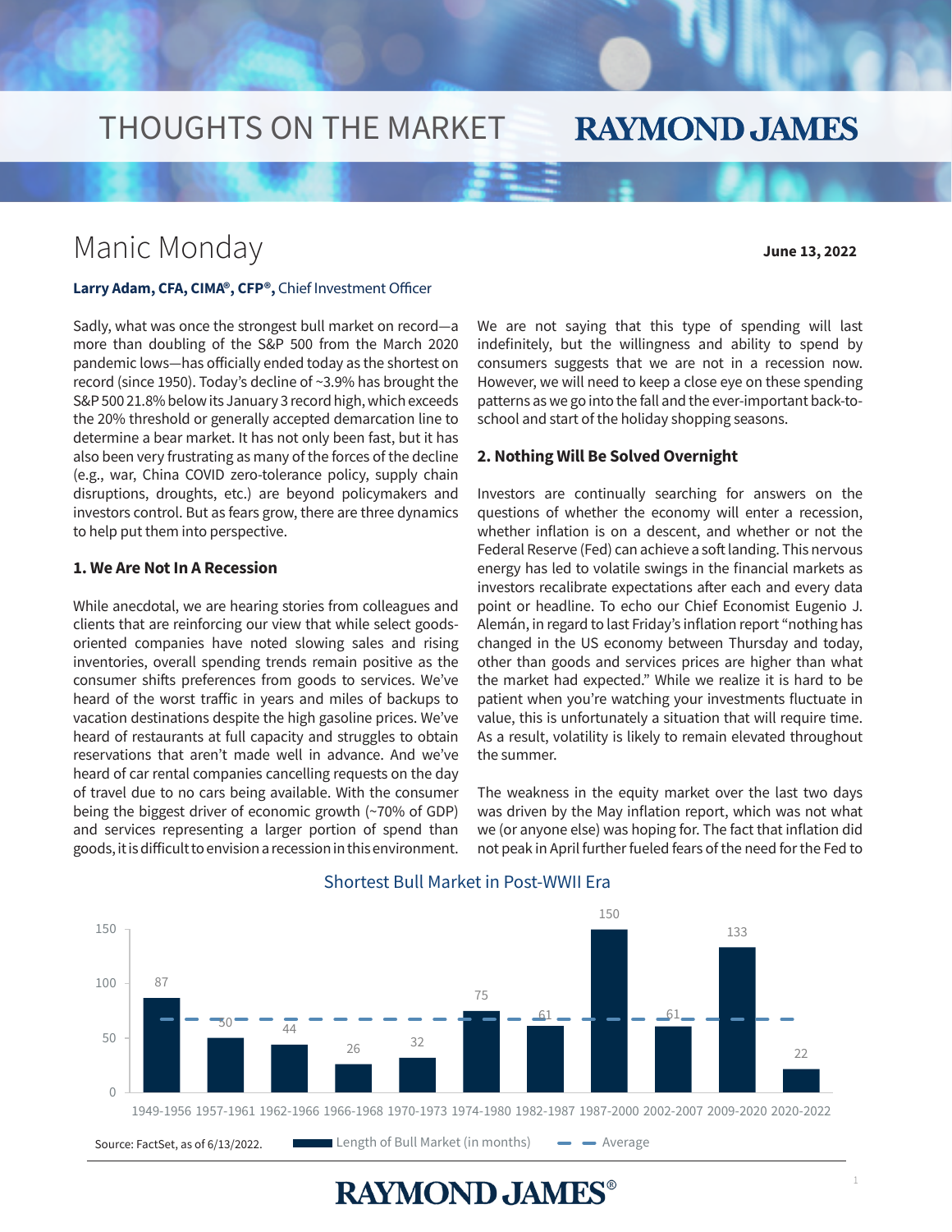# Manic Monday

**June 13, 2022**

**Larry Adam, CFA, CIMA®, CFP®,** Chief Investment Officer

Sadly, what was once the strongest bull market on record—a more than doubling of the S&P 500 from the March 2020 pandemic lows—has officially ended today as the shortest on record (since 1950). Today's decline of ~3.9% has brought the S&P 500 21.8% below its January 3 record high, which exceeds the 20% threshold or generally accepted demarcation line to determine a bear market. It has not only been fast, but it has also been very frustrating as many of the forces of the decline (e.g., war, China COVID zero-tolerance policy, supply chain disruptions, droughts, etc.) are beyond policymakers and investors control. But as fears grow, there are three dynamics to help put them into perspective.

### 1. We Are Not In A Recession

While anecdotal, we are hearing stories from colleagues and clients that are reinforcing our view that while select goods-oriented companies have noted slowing sales and rising inventories, overall spending trends remain positive as the consumer shifts preferences from goods to services. We've heard of the worst traffic in years and miles of backups to vacation destinations despite the high gasoline prices. We've heard of restaurants at full capacity and struggles to obtain reservations that aren't made well in advance. And we've heard of car rental companies cancelling requests on the day of travel due to no cars being available. With the consumer being the biggest driver of economic growth (~70% of GDP) and services representing a larger portion of spend than goods, it is difficult to envision a recession in this environment.

We are not saying that this type of spending will last indefinitely, but the willingness and ability to spend by consumers suggests that we are not in a recession now. However, we will need to keep a close eye on these spending patterns as we go into the fall and the ever-important back-to-school and start of the holiday shopping seasons.

### 2. Nothing Will Be Solved Overnight

Investors are continually searching for answers on the questions of whether the economy will enter a recession, whether inflation is on a descent, and whether or not the Federal Reserve (Fed) can achieve a soft landing. This nervous energy has led to volatile swings in the financial markets as investors recalibrate expectations after each and every data point or headline. To echo our Chief Economist Eugenio J. Alemán, in regard to last Friday's inflation report "nothing has changed in the US economy between Thursday and today, other than goods and services prices are higher than what the market had expected." While we realize it is hard to be patient when you're watching your investments fluctuate in value, this is unfortunately a situation that will require time. As a result, volatility is likely to remain elevated throughout the summer.

The weakness in the equity market over the last two days was driven by the May inflation report, which was not what we (or anyone else) was hoping for. The fact that inflation did not peak in April further fueled fears of the need for the Fed to

**Shortest Bull Market in Post-WWII Era**

| Period | Length of Bull Market (in months) |
|---|---|
| 1949-1956 | 87 |
| 1957-1961 | 50 |
| 1962-1966 | 44 |
| 1966-1968 | 26 |
| 1970-1973 | 32 |
| 1974-1980 | 75 |
| 1982-1987 | 61 |
| 1987-2000 | 150 |
| 2002-2007 | 61 |
| 2009-2020 | 133 |
| 2020-2022 | 22 |

Legend: Length of Bull Market (in months); Average

Source: FactSet, as of 6/13/2022.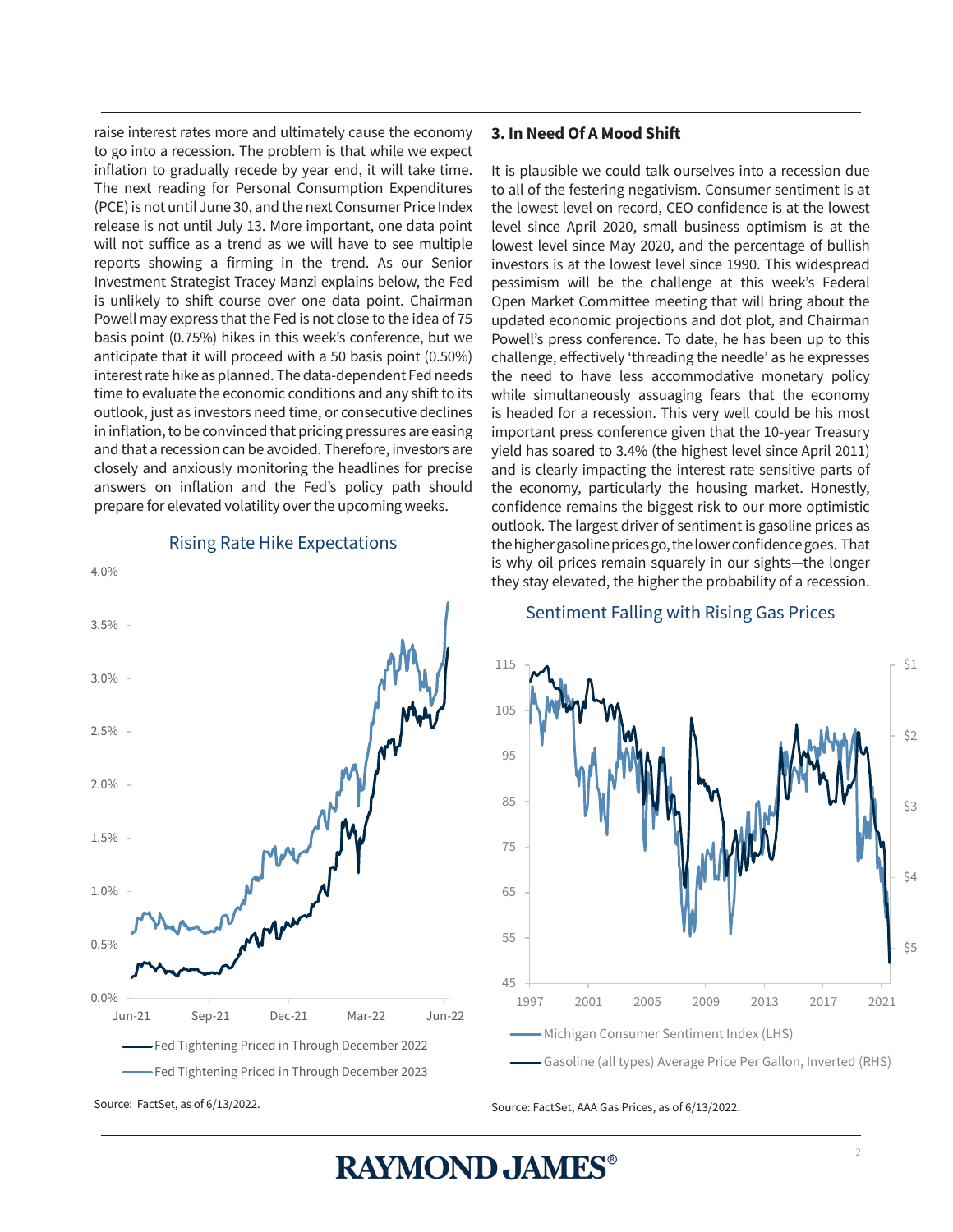raise interest rates more and ultimately cause the economy to go into a recession. The problem is that while we expect inflation to gradually recede by year end, it will take time. The next reading for Personal Consumption Expenditures (PCE) is not until June 30, and the next Consumer Price Index release is not until July 13. More important, one data point will not suffice as a trend as we will have to see multiple reports showing a firming in the trend. As our Senior Investment Strategist Tracey Manzi explains below, the Fed is unlikely to shift course over one data point. Chairman Powell may express that the Fed is not close to the idea of 75 basis point (0.75%) hikes in this week's conference, but we anticipate that it will proceed with a 50 basis point (0.50%) interest rate hike as planned. The data-dependent Fed needs time to evaluate the economic conditions and any shift to its outlook, just as investors need time, or consecutive declines in inflation, to be convinced that pricing pressures are easing and that a recession can be avoided. Therefore, investors are closely and anxiously monitoring the headlines for precise answers on inflation and the Fed's policy path should prepare for elevated volatility over the upcoming weeks.

**Rising Rate Hike Expectations**

Fed Tightening Priced in Through December 2022

Fed Tightening Priced in Through December 2023

Source: FactSet, as of 6/13/2022.

### 3. In Need Of A Mood Shift

It is plausible we could talk ourselves into a recession due to all of the festering negativism. Consumer sentiment is at the lowest level on record, CEO confidence is at the lowest level since April 2020, small business optimism is at the lowest level since May 2020, and the percentage of bullish investors is at the lowest level since 1990. This widespread pessimism will be the challenge at this week's Federal Open Market Committee meeting that will bring about the updated economic projections and dot plot, and Chairman Powell's press conference. To date, he has been up to this challenge, effectively 'threading the needle' as he expresses the need to have less accommodative monetary policy while simultaneously assuaging fears that the economy is headed for a recession. This very well could be his most important press conference given that the 10-year Treasury yield has soared to 3.4% (the highest level since April 2011) and is clearly impacting the interest rate sensitive parts of the economy, particularly the housing market. Honestly, confidence remains the biggest risk to our more optimistic outlook. The largest driver of sentiment is gasoline prices as the higher gasoline prices go, the lower confidence goes. That is why oil prices remain squarely in our sights—the longer they stay elevated, the higher the probability of a recession.

**Sentiment Falling with Rising Gas Prices**

Michigan Consumer Sentiment Index (LHS)

Gasoline (all types) Average Price Per Gallon, Inverted (RHS)

Source: FactSet, AAA Gas Prices, as of 6/13/2022.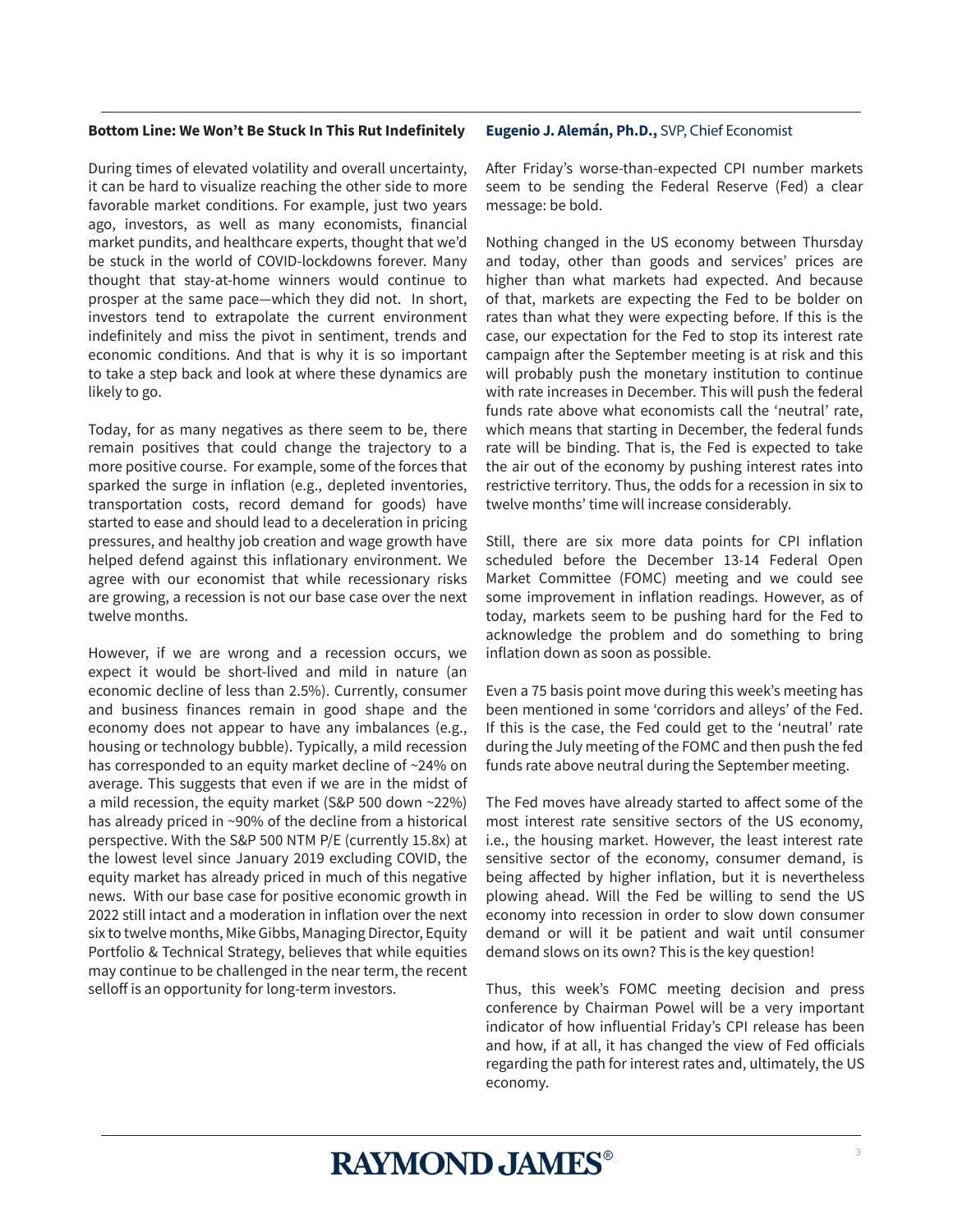### Bottom Line: We Won't Be Stuck In This Rut Indefinitely

During times of elevated volatility and overall uncertainty, it can be hard to visualize reaching the other side to more favorable market conditions. For example, just two years ago, investors, as well as many economists, financial market pundits, and healthcare experts, thought that we'd be stuck in the world of COVID-lockdowns forever. Many thought that stay-at-home winners would continue to prosper at the same pace—which they did not. In short, investors tend to extrapolate the current environment indefinitely and miss the pivot in sentiment, trends and economic conditions. And that is why it is so important to take a step back and look at where these dynamics are likely to go.

Today, for as many negatives as there seem to be, there remain positives that could change the trajectory to a more positive course. For example, some of the forces that sparked the surge in inflation (e.g., depleted inventories, transportation costs, record demand for goods) have started to ease and should lead to a deceleration in pricing pressures, and healthy job creation and wage growth have helped defend against this inflationary environment. We agree with our economist that while recessionary risks are growing, a recession is not our base case over the next twelve months.

However, if we are wrong and a recession occurs, we expect it would be short-lived and mild in nature (an economic decline of less than 2.5%). Currently, consumer and business finances remain in good shape and the economy does not appear to have any imbalances (e.g., housing or technology bubble). Typically, a mild recession has corresponded to an equity market decline of ~24% on average. This suggests that even if we are in the midst of a mild recession, the equity market (S&P 500 down ~22%) has already priced in ~90% of the decline from a historical perspective. With the S&P 500 NTM P/E (currently 15.8x) at the lowest level since January 2019 excluding COVID, the equity market has already priced in much of this negative news. With our base case for positive economic growth in 2022 still intact and a moderation in inflation over the next six to twelve months, Mike Gibbs, Managing Director, Equity Portfolio & Technical Strategy, believes that while equities may continue to be challenged in the near term, the recent selloff is an opportunity for long-term investors.

### Eugenio J. Alemán, Ph.D., SVP, Chief Economist

After Friday's worse-than-expected CPI number markets seem to be sending the Federal Reserve (Fed) a clear message: be bold.

Nothing changed in the US economy between Thursday and today, other than goods and services' prices are higher than what markets had expected. And because of that, markets are expecting the Fed to be bolder on rates than what they were expecting before. If this is the case, our expectation for the Fed to stop its interest rate campaign after the September meeting is at risk and this will probably push the monetary institution to continue with rate increases in December. This will push the federal funds rate above what economists call the 'neutral' rate, which means that starting in December, the federal funds rate will be binding. That is, the Fed is expected to take the air out of the economy by pushing interest rates into restrictive territory. Thus, the odds for a recession in six to twelve months' time will increase considerably.

Still, there are six more data points for CPI inflation scheduled before the December 13-14 Federal Open Market Committee (FOMC) meeting and we could see some improvement in inflation readings. However, as of today, markets seem to be pushing hard for the Fed to acknowledge the problem and do something to bring inflation down as soon as possible.

Even a 75 basis point move during this week's meeting has been mentioned in some 'corridors and alleys' of the Fed. If this is the case, the Fed could get to the 'neutral' rate during the July meeting of the FOMC and then push the fed funds rate above neutral during the September meeting.

The Fed moves have already started to affect some of the most interest rate sensitive sectors of the US economy, i.e., the housing market. However, the least interest rate sensitive sector of the economy, consumer demand, is being affected by higher inflation, but it is nevertheless plowing ahead. Will the Fed be willing to send the US economy into recession in order to slow down consumer demand or will it be patient and wait until consumer demand slows on its own? This is the key question!

Thus, this week's FOMC meeting decision and press conference by Chairman Powel will be a very important indicator of how influential Friday's CPI release has been and how, if at all, it has changed the view of Fed officials regarding the path for interest rates and, ultimately, the US economy.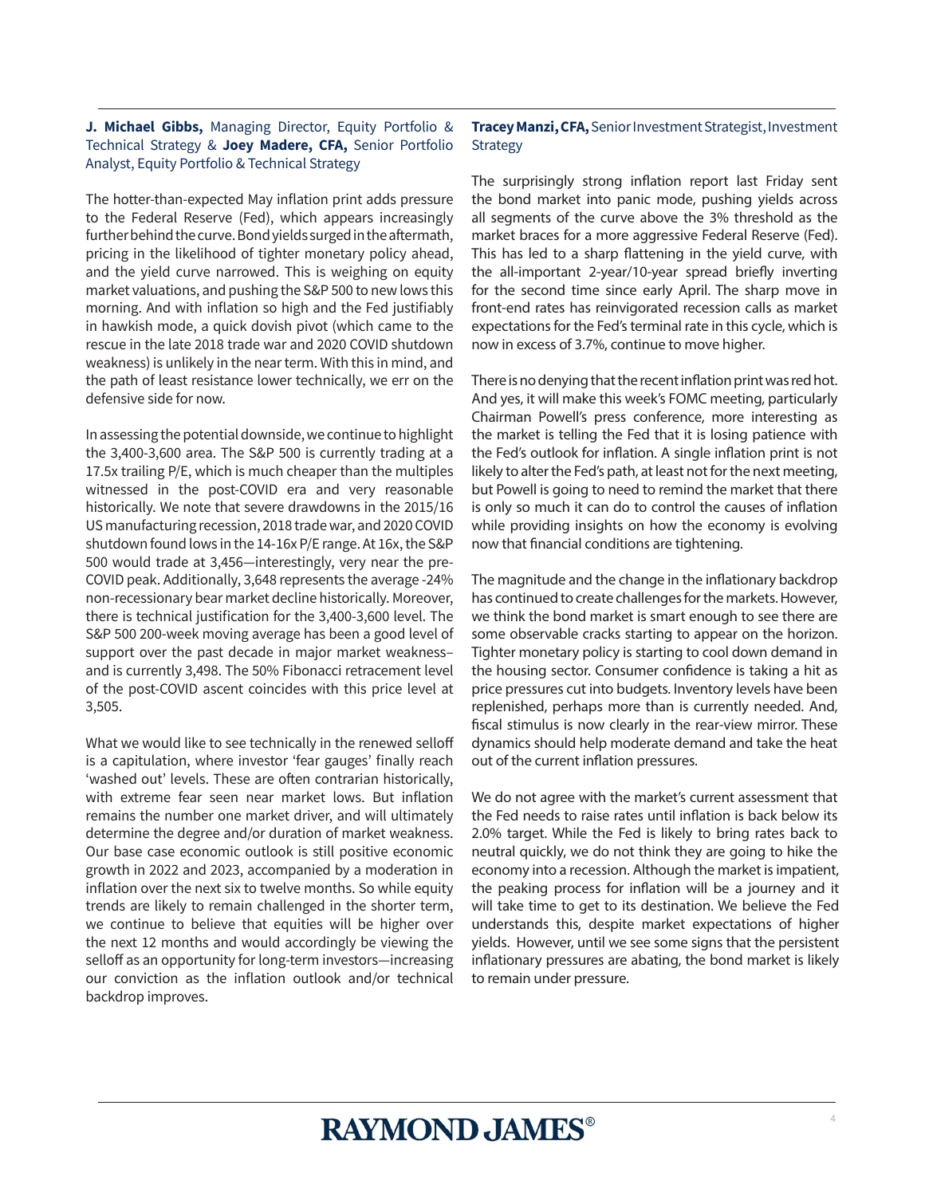**J. Michael Gibbs,** Managing Director, Equity Portfolio & Technical Strategy & **Joey Madere, CFA,** Senior Portfolio Analyst, Equity Portfolio & Technical Strategy

The hotter-than-expected May inflation print adds pressure to the Federal Reserve (Fed), which appears increasingly further behind the curve. Bond yields surged in the aftermath, pricing in the likelihood of tighter monetary policy ahead, and the yield curve narrowed. This is weighing on equity market valuations, and pushing the S&P 500 to new lows this morning. And with inflation so high and the Fed justifiably in hawkish mode, a quick dovish pivot (which came to the rescue in the late 2018 trade war and 2020 COVID shutdown weakness) is unlikely in the near term. With this in mind, and the path of least resistance lower technically, we err on the defensive side for now.

In assessing the potential downside, we continue to highlight the 3,400-3,600 area. The S&P 500 is currently trading at a 17.5x trailing P/E, which is much cheaper than the multiples witnessed in the post-COVID era and very reasonable historically. We note that severe drawdowns in the 2015/16 US manufacturing recession, 2018 trade war, and 2020 COVID shutdown found lows in the 14-16x P/E range. At 16x, the S&P 500 would trade at 3,456—interestingly, very near the pre-COVID peak. Additionally, 3,648 represents the average -24% non-recessionary bear market decline historically. Moreover, there is technical justification for the 3,400-3,600 level. The S&P 500 200-week moving average has been a good level of support over the past decade in major market weakness–and is currently 3,498. The 50% Fibonacci retracement level of the post-COVID ascent coincides with this price level at 3,505.

What we would like to see technically in the renewed selloff is a capitulation, where investor 'fear gauges' finally reach 'washed out' levels. These are often contrarian historically, with extreme fear seen near market lows. But inflation remains the number one market driver, and will ultimately determine the degree and/or duration of market weakness. Our base case economic outlook is still positive economic growth in 2022 and 2023, accompanied by a moderation in inflation over the next six to twelve months. So while equity trends are likely to remain challenged in the shorter term, we continue to believe that equities will be higher over the next 12 months and would accordingly be viewing the selloff as an opportunity for long-term investors—increasing our conviction as the inflation outlook and/or technical backdrop improves.

**Tracey Manzi, CFA,** Senior Investment Strategist, Investment Strategy

The surprisingly strong inflation report last Friday sent the bond market into panic mode, pushing yields across all segments of the curve above the 3% threshold as the market braces for a more aggressive Federal Reserve (Fed). This has led to a sharp flattening in the yield curve, with the all-important 2-year/10-year spread briefly inverting for the second time since early April. The sharp move in front-end rates has reinvigorated recession calls as market expectations for the Fed's terminal rate in this cycle, which is now in excess of 3.7%, continue to move higher.

There is no denying that the recent inflation print was red hot. And yes, it will make this week's FOMC meeting, particularly Chairman Powell's press conference, more interesting as the market is telling the Fed that it is losing patience with the Fed's outlook for inflation. A single inflation print is not likely to alter the Fed's path, at least not for the next meeting, but Powell is going to need to remind the market that there is only so much it can do to control the causes of inflation while providing insights on how the economy is evolving now that financial conditions are tightening.

The magnitude and the change in the inflationary backdrop has continued to create challenges for the markets. However, we think the bond market is smart enough to see there are some observable cracks starting to appear on the horizon. Tighter monetary policy is starting to cool down demand in the housing sector. Consumer confidence is taking a hit as price pressures cut into budgets. Inventory levels have been replenished, perhaps more than is currently needed. And, fiscal stimulus is now clearly in the rear-view mirror. These dynamics should help moderate demand and take the heat out of the current inflation pressures.

We do not agree with the market's current assessment that the Fed needs to raise rates until inflation is back below its 2.0% target. While the Fed is likely to bring rates back to neutral quickly, we do not think they are going to hike the economy into a recession. Although the market is impatient, the peaking process for inflation will be a journey and it will take time to get to its destination. We believe the Fed understands this, despite market expectations of higher yields. However, until we see some signs that the persistent inflationary pressures are abating, the bond market is likely to remain under pressure.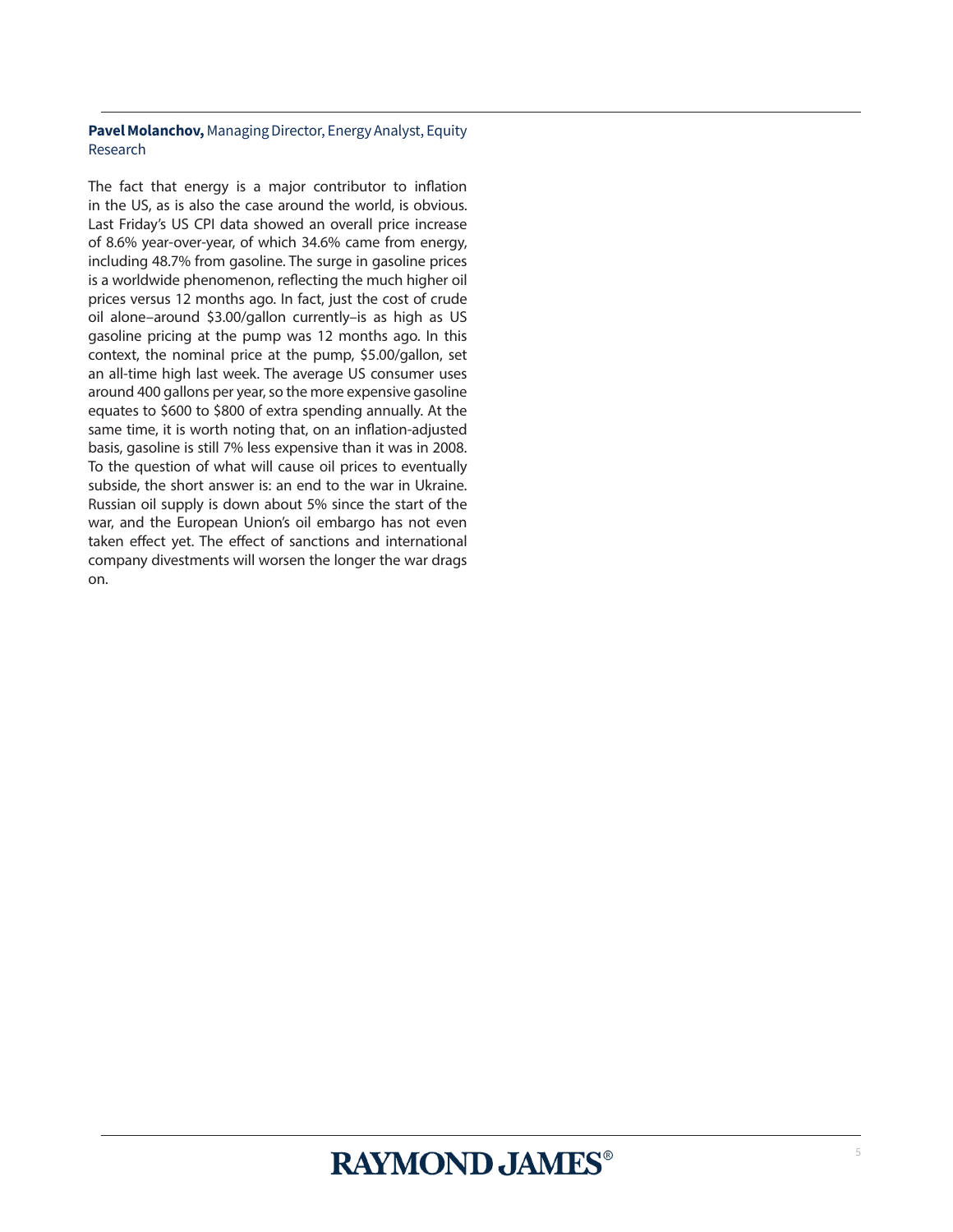**Pavel Molanchov,** Managing Director, Energy Analyst, Equity Research

The fact that energy is a major contributor to inflation in the US, as is also the case around the world, is obvious. Last Friday's US CPI data showed an overall price increase of 8.6% year-over-year, of which 34.6% came from energy, including 48.7% from gasoline. The surge in gasoline prices is a worldwide phenomenon, reflecting the much higher oil prices versus 12 months ago. In fact, just the cost of crude oil alone–around $3.00/gallon currently–is as high as US gasoline pricing at the pump was 12 months ago. In this context, the nominal price at the pump, $5.00/gallon, set an all-time high last week. The average US consumer uses around 400 gallons per year, so the more expensive gasoline equates to $600 to $800 of extra spending annually. At the same time, it is worth noting that, on an inflation-adjusted basis, gasoline is still 7% less expensive than it was in 2008. To the question of what will cause oil prices to eventually subside, the short answer is: an end to the war in Ukraine. Russian oil supply is down about 5% since the start of the war, and the European Union's oil embargo has not even taken effect yet. The effect of sanctions and international company divestments will worsen the longer the war drags on.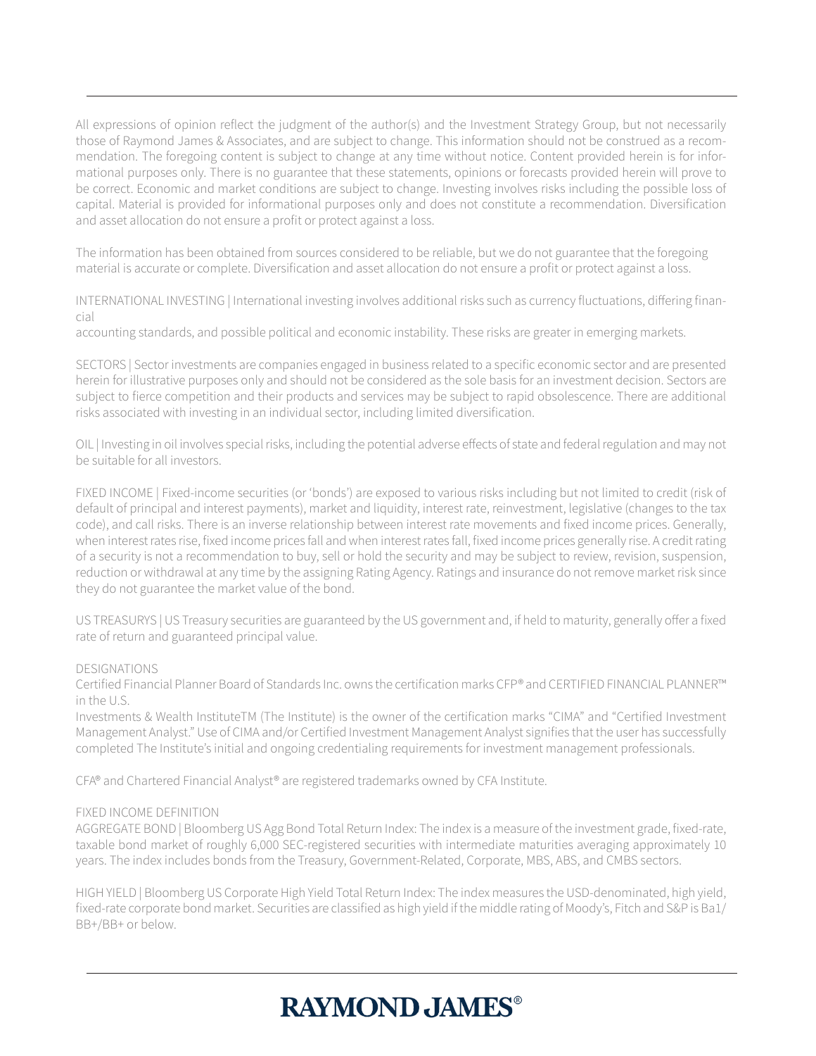All expressions of opinion reflect the judgment of the author(s) and the Investment Strategy Group, but not necessarily those of Raymond James & Associates, and are subject to change. This information should not be construed as a recommendation. The foregoing content is subject to change at any time without notice. Content provided herein is for informational purposes only. There is no guarantee that these statements, opinions or forecasts provided herein will prove to be correct. Economic and market conditions are subject to change. Investing involves risks including the possible loss of capital. Material is provided for informational purposes only and does not constitute a recommendation. Diversification and asset allocation do not ensure a profit or protect against a loss.

The information has been obtained from sources considered to be reliable, but we do not guarantee that the foregoing material is accurate or complete. Diversification and asset allocation do not ensure a profit or protect against a loss.

INTERNATIONAL INVESTING | International investing involves additional risks such as currency fluctuations, differing financial
accounting standards, and possible political and economic instability. These risks are greater in emerging markets.

SECTORS | Sector investments are companies engaged in business related to a specific economic sector and are presented herein for illustrative purposes only and should not be considered as the sole basis for an investment decision. Sectors are subject to fierce competition and their products and services may be subject to rapid obsolescence. There are additional risks associated with investing in an individual sector, including limited diversification.

OIL | Investing in oil involves special risks, including the potential adverse effects of state and federal regulation and may not be suitable for all investors.

FIXED INCOME | Fixed-income securities (or 'bonds') are exposed to various risks including but not limited to credit (risk of default of principal and interest payments), market and liquidity, interest rate, reinvestment, legislative (changes to the tax code), and call risks. There is an inverse relationship between interest rate movements and fixed income prices. Generally, when interest rates rise, fixed income prices fall and when interest rates fall, fixed income prices generally rise. A credit rating of a security is not a recommendation to buy, sell or hold the security and may be subject to review, revision, suspension, reduction or withdrawal at any time by the assigning Rating Agency. Ratings and insurance do not remove market risk since they do not guarantee the market value of the bond.

US TREASURYS | US Treasury securities are guaranteed by the US government and, if held to maturity, generally offer a fixed rate of return and guaranteed principal value.

DESIGNATIONS

Certified Financial Planner Board of Standards Inc. owns the certification marks CFP® and CERTIFIED FINANCIAL PLANNER™ in the U.S.

Investments & Wealth InstituteTM (The Institute) is the owner of the certification marks "CIMA" and "Certified Investment Management Analyst." Use of CIMA and/or Certified Investment Management Analyst signifies that the user has successfully completed The Institute's initial and ongoing credentialing requirements for investment management professionals.

CFA® and Chartered Financial Analyst® are registered trademarks owned by CFA Institute.

FIXED INCOME DEFINITION

AGGREGATE BOND | Bloomberg US Agg Bond Total Return Index: The index is a measure of the investment grade, fixed-rate, taxable bond market of roughly 6,000 SEC-registered securities with intermediate maturities averaging approximately 10 years. The index includes bonds from the Treasury, Government-Related, Corporate, MBS, ABS, and CMBS sectors.

HIGH YIELD | Bloomberg US Corporate High Yield Total Return Index: The index measures the USD-denominated, high yield, fixed-rate corporate bond market. Securities are classified as high yield if the middle rating of Moody's, Fitch and S&P is Ba1/BB+/BB+ or below.

**RAYMOND JAMES®**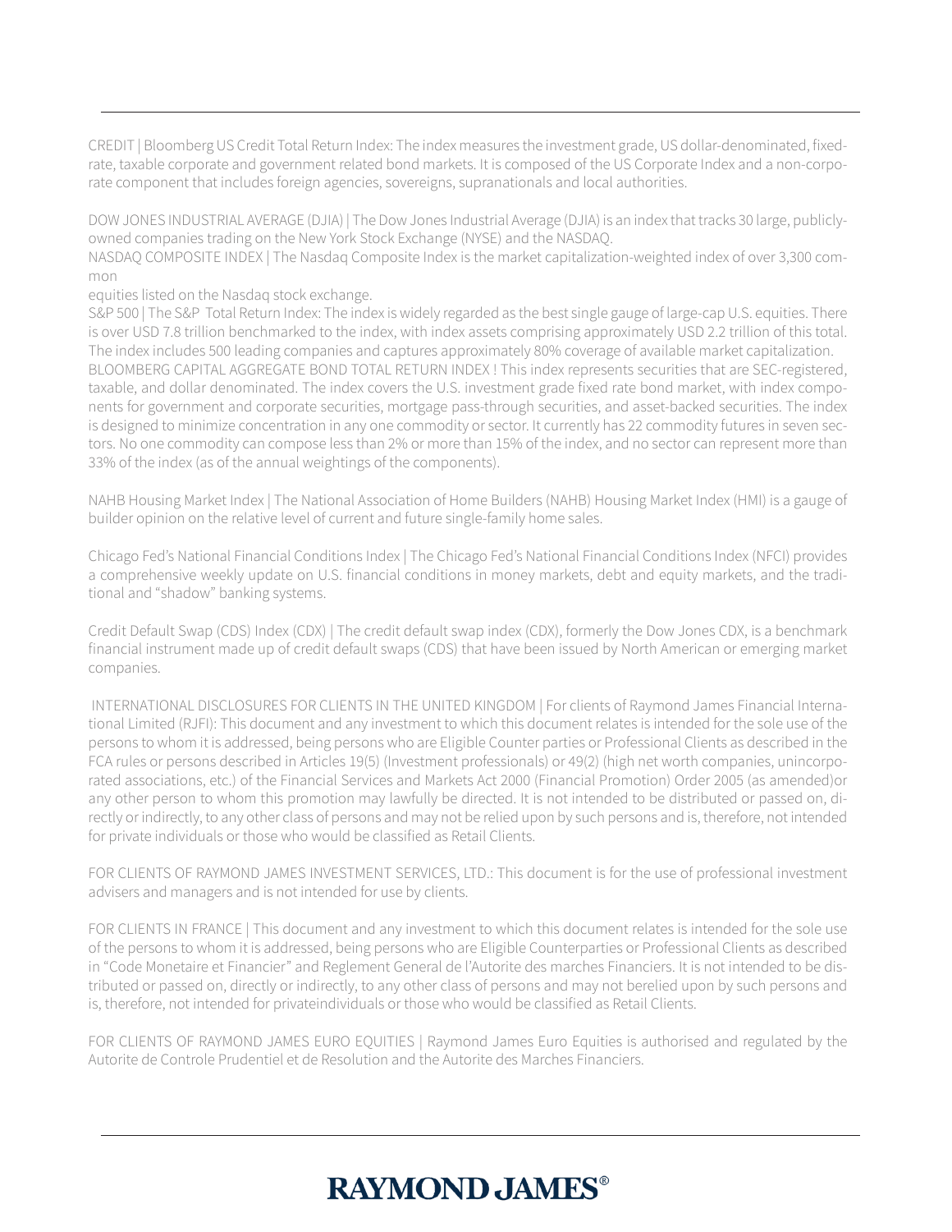CREDIT | Bloomberg US Credit Total Return Index: The index measures the investment grade, US dollar-denominated, fixed-rate, taxable corporate and government related bond markets. It is composed of the US Corporate Index and a non-corporate component that includes foreign agencies, sovereigns, supranationals and local authorities.

DOW JONES INDUSTRIAL AVERAGE (DJIA) | The Dow Jones Industrial Average (DJIA) is an index that tracks 30 large, publicly-owned companies trading on the New York Stock Exchange (NYSE) and the NASDAQ.

NASDAQ COMPOSITE INDEX | The Nasdaq Composite Index is the market capitalization-weighted index of over 3,300 common equities listed on the Nasdaq stock exchange.

S&P 500 | The S&P Total Return Index: The index is widely regarded as the best single gauge of large-cap U.S. equities. There is over USD 7.8 trillion benchmarked to the index, with index assets comprising approximately USD 2.2 trillion of this total. The index includes 500 leading companies and captures approximately 80% coverage of available market capitalization.

BLOOMBERG CAPITAL AGGREGATE BOND TOTAL RETURN INDEX ! This index represents securities that are SEC-registered, taxable, and dollar denominated. The index covers the U.S. investment grade fixed rate bond market, with index components for government and corporate securities, mortgage pass-through securities, and asset-backed securities. The index is designed to minimize concentration in any one commodity or sector. It currently has 22 commodity futures in seven sectors. No one commodity can compose less than 2% or more than 15% of the index, and no sector can represent more than 33% of the index (as of the annual weightings of the components).

NAHB Housing Market Index | The National Association of Home Builders (NAHB) Housing Market Index (HMI) is a gauge of builder opinion on the relative level of current and future single-family home sales.

Chicago Fed's National Financial Conditions Index | The Chicago Fed's National Financial Conditions Index (NFCI) provides a comprehensive weekly update on U.S. financial conditions in money markets, debt and equity markets, and the traditional and "shadow" banking systems.

Credit Default Swap (CDS) Index (CDX) | The credit default swap index (CDX), formerly the Dow Jones CDX, is a benchmark financial instrument made up of credit default swaps (CDS) that have been issued by North American or emerging market companies.

INTERNATIONAL DISCLOSURES FOR CLIENTS IN THE UNITED KINGDOM | For clients of Raymond James Financial International Limited (RJFI): This document and any investment to which this document relates is intended for the sole use of the persons to whom it is addressed, being persons who are Eligible Counter parties or Professional Clients as described in the FCA rules or persons described in Articles 19(5) (Investment professionals) or 49(2) (high net worth companies, unincorporated associations, etc.) of the Financial Services and Markets Act 2000 (Financial Promotion) Order 2005 (as amended)or any other person to whom this promotion may lawfully be directed. It is not intended to be distributed or passed on, directly or indirectly, to any other class of persons and may not be relied upon by such persons and is, therefore, not intended for private individuals or those who would be classified as Retail Clients.

FOR CLIENTS OF RAYMOND JAMES INVESTMENT SERVICES, LTD.: This document is for the use of professional investment advisers and managers and is not intended for use by clients.

FOR CLIENTS IN FRANCE | This document and any investment to which this document relates is intended for the sole use of the persons to whom it is addressed, being persons who are Eligible Counterparties or Professional Clients as described in "Code Monetaire et Financier" and Reglement General de l'Autorite des marches Financiers. It is not intended to be distributed or passed on, directly or indirectly, to any other class of persons and may not berelied upon by such persons and is, therefore, not intended for privateindividuals or those who would be classified as Retail Clients.

FOR CLIENTS OF RAYMOND JAMES EURO EQUITIES | Raymond James Euro Equities is authorised and regulated by the Autorite de Controle Prudentiel et de Resolution and the Autorite des Marches Financiers.

**RAYMOND JAMES®**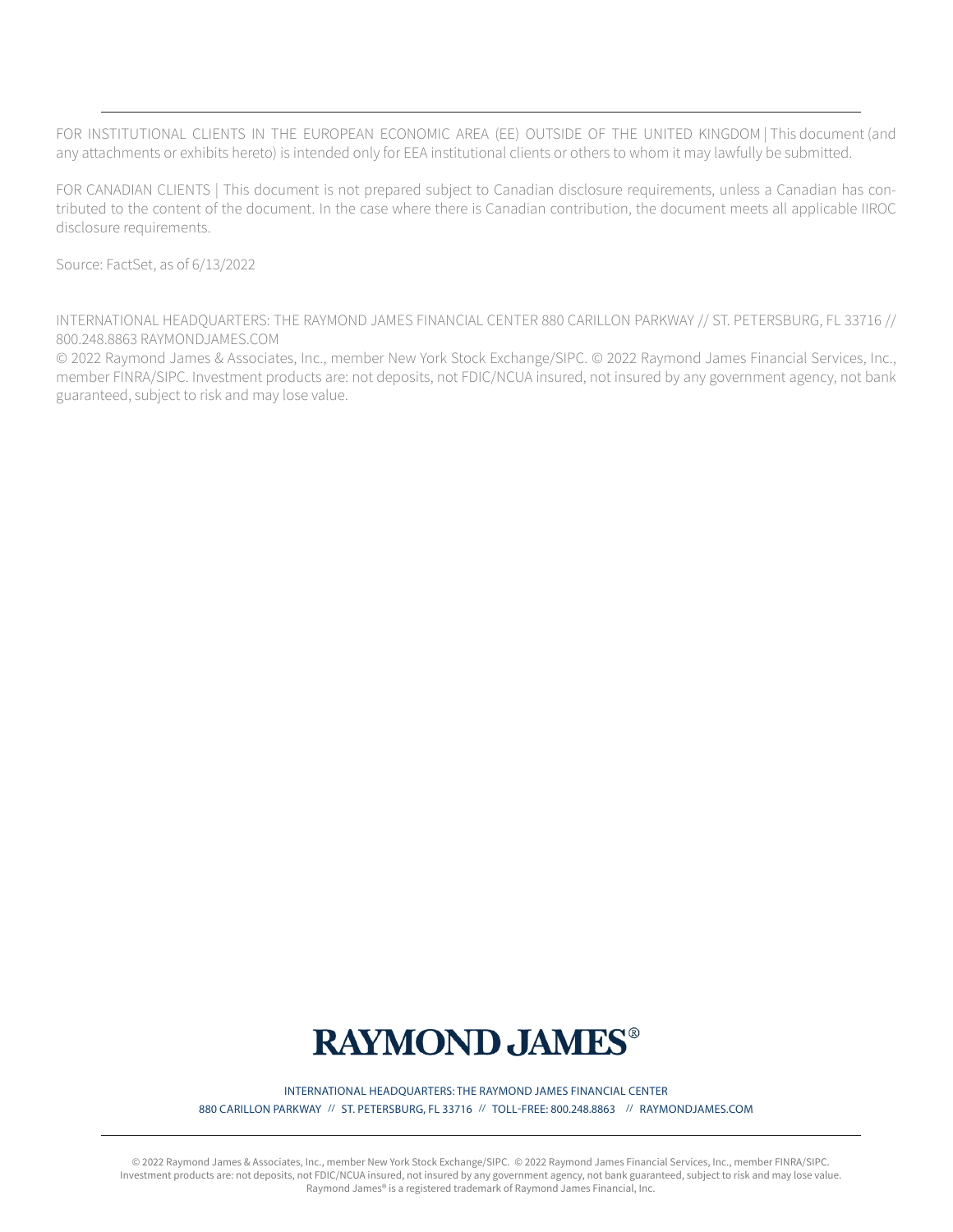FOR INSTITUTIONAL CLIENTS IN THE EUROPEAN ECONOMIC AREA (EE) OUTSIDE OF THE UNITED KINGDOM | This document (and any attachments or exhibits hereto) is intended only for EEA institutional clients or others to whom it may lawfully be submitted.

FOR CANADIAN CLIENTS | This document is not prepared subject to Canadian disclosure requirements, unless a Canadian has contributed to the content of the document. In the case where there is Canadian contribution, the document meets all applicable IIROC disclosure requirements.

Source: FactSet, as of 6/13/2022

INTERNATIONAL HEADQUARTERS: THE RAYMOND JAMES FINANCIAL CENTER 880 CARILLON PARKWAY // ST. PETERSBURG, FL 33716 // 800.248.8863 RAYMONDJAMES.COM
© 2022 Raymond James & Associates, Inc., member New York Stock Exchange/SIPC. © 2022 Raymond James Financial Services, Inc., member FINRA/SIPC. Investment products are: not deposits, not FDIC/NCUA insured, not insured by any government agency, not bank guaranteed, subject to risk and may lose value.

**RAYMOND JAMES®**

INTERNATIONAL HEADQUARTERS: THE RAYMOND JAMES FINANCIAL CENTER
880 CARILLON PARKWAY // ST. PETERSBURG, FL 33716 // TOLL-FREE: 800.248.8863 // RAYMONDJAMES.COM

© 2022 Raymond James & Associates, Inc., member New York Stock Exchange/SIPC. © 2022 Raymond James Financial Services, Inc., member FINRA/SIPC. Investment products are: not deposits, not FDIC/NCUA insured, not insured by any government agency, not bank guaranteed, subject to risk and may lose value. Raymond James® is a registered trademark of Raymond James Financial, Inc.